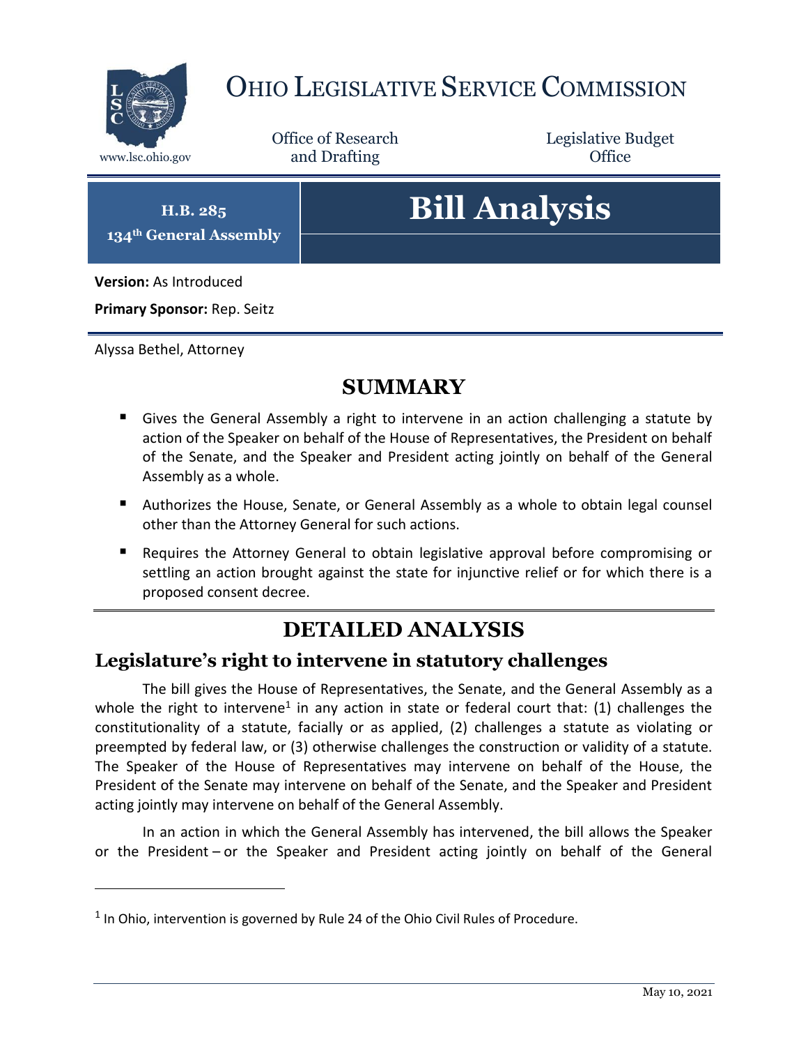# OHIO LEGISLATIVE SERVICE COMMISSION

www.lsc.ohio.gov

Office of Research and Drafting

Legislative Budget Office

**H.B. 285**
**134th General Assembly**

# Bill Analysis

**Version:** As Introduced

**Primary Sponsor:** Rep. Seitz

Alyssa Bethel, Attorney

## SUMMARY

- Gives the General Assembly a right to intervene in an action challenging a statute by action of the Speaker on behalf of the House of Representatives, the President on behalf of the Senate, and the Speaker and President acting jointly on behalf of the General Assembly as a whole.
- Authorizes the House, Senate, or General Assembly as a whole to obtain legal counsel other than the Attorney General for such actions.
- Requires the Attorney General to obtain legislative approval before compromising or settling an action brought against the state for injunctive relief or for which there is a proposed consent decree.

## DETAILED ANALYSIS

### Legislature's right to intervene in statutory challenges

The bill gives the House of Representatives, the Senate, and the General Assembly as a whole the right to intervene[1] in any action in state or federal court that: (1) challenges the constitutionality of a statute, facially or as applied, (2) challenges a statute as violating or preempted by federal law, or (3) otherwise challenges the construction or validity of a statute. The Speaker of the House of Representatives may intervene on behalf of the House, the President of the Senate may intervene on behalf of the Senate, and the Speaker and President acting jointly may intervene on behalf of the General Assembly.

In an action in which the General Assembly has intervened, the bill allows the Speaker or the President – or the Speaker and President acting jointly on behalf of the General

[1] In Ohio, intervention is governed by Rule 24 of the Ohio Civil Rules of Procedure.

May 10, 2021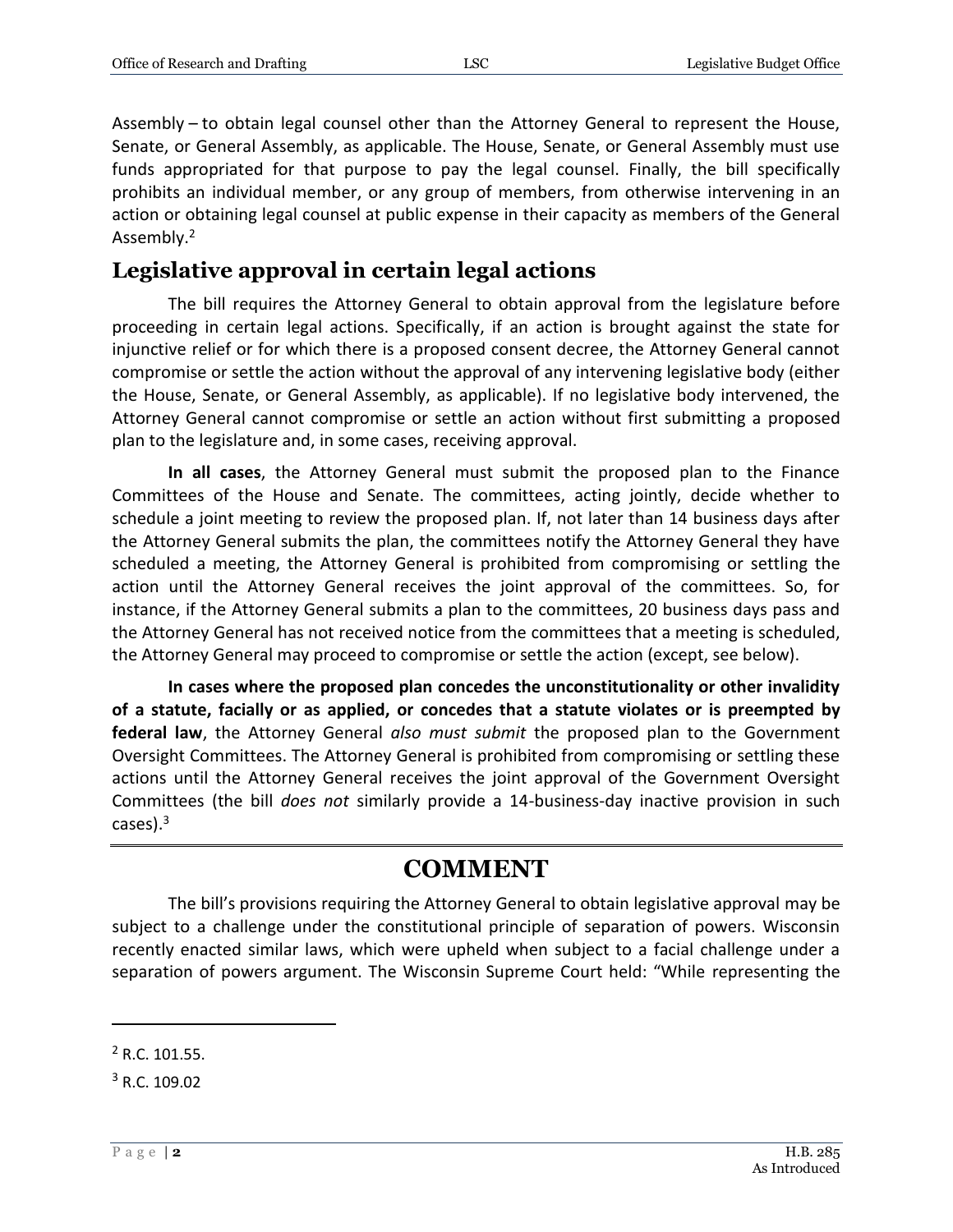Assembly – to obtain legal counsel other than the Attorney General to represent the House, Senate, or General Assembly, as applicable. The House, Senate, or General Assembly must use funds appropriated for that purpose to pay the legal counsel. Finally, the bill specifically prohibits an individual member, or any group of members, from otherwise intervening in an action or obtaining legal counsel at public expense in their capacity as members of the General Assembly.[2]

## Legislative approval in certain legal actions

The bill requires the Attorney General to obtain approval from the legislature before proceeding in certain legal actions. Specifically, if an action is brought against the state for injunctive relief or for which there is a proposed consent decree, the Attorney General cannot compromise or settle the action without the approval of any intervening legislative body (either the House, Senate, or General Assembly, as applicable). If no legislative body intervened, the Attorney General cannot compromise or settle an action without first submitting a proposed plan to the legislature and, in some cases, receiving approval.

**In all cases**, the Attorney General must submit the proposed plan to the Finance Committees of the House and Senate. The committees, acting jointly, decide whether to schedule a joint meeting to review the proposed plan. If, not later than 14 business days after the Attorney General submits the plan, the committees notify the Attorney General they have scheduled a meeting, the Attorney General is prohibited from compromising or settling the action until the Attorney General receives the joint approval of the committees. So, for instance, if the Attorney General submits a plan to the committees, 20 business days pass and the Attorney General has not received notice from the committees that a meeting is scheduled, the Attorney General may proceed to compromise or settle the action (except, see below).

**In cases where the proposed plan concedes the unconstitutionality or other invalidity of a statute, facially or as applied, or concedes that a statute violates or is preempted by federal law**, the Attorney General *also must submit* the proposed plan to the Government Oversight Committees. The Attorney General is prohibited from compromising or settling these actions until the Attorney General receives the joint approval of the Government Oversight Committees (the bill *does not* similarly provide a 14-business-day inactive provision in such cases).[3]

# COMMENT

The bill's provisions requiring the Attorney General to obtain legislative approval may be subject to a challenge under the constitutional principle of separation of powers. Wisconsin recently enacted similar laws, which were upheld when subject to a facial challenge under a separation of powers argument. The Wisconsin Supreme Court held: "While representing the

---

[2] R.C. 101.55.

[3] R.C. 109.02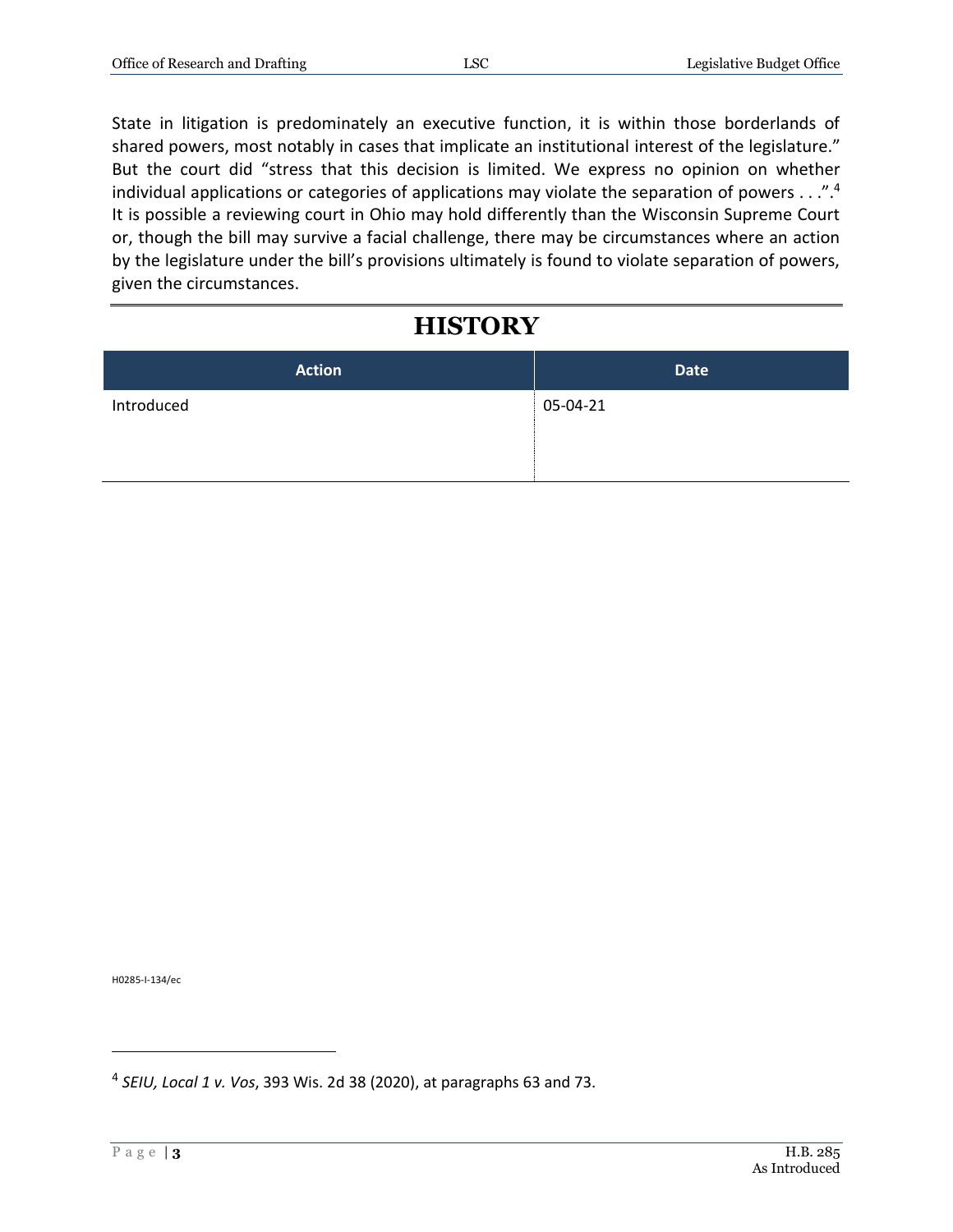State in litigation is predominately an executive function, it is within those borderlands of shared powers, most notably in cases that implicate an institutional interest of the legislature." But the court did "stress that this decision is limited. We express no opinion on whether individual applications or categories of applications may violate the separation of powers . . .".[4] It is possible a reviewing court in Ohio may hold differently than the Wisconsin Supreme Court or, though the bill may survive a facial challenge, there may be circumstances where an action by the legislature under the bill's provisions ultimately is found to violate separation of powers, given the circumstances.

# HISTORY

| Action | Date |
|---|---|
| Introduced | 05-04-21 |

H0285-I-134/ec

[4] *SEIU, Local 1 v. Vos*, 393 Wis. 2d 38 (2020), at paragraphs 63 and 73.